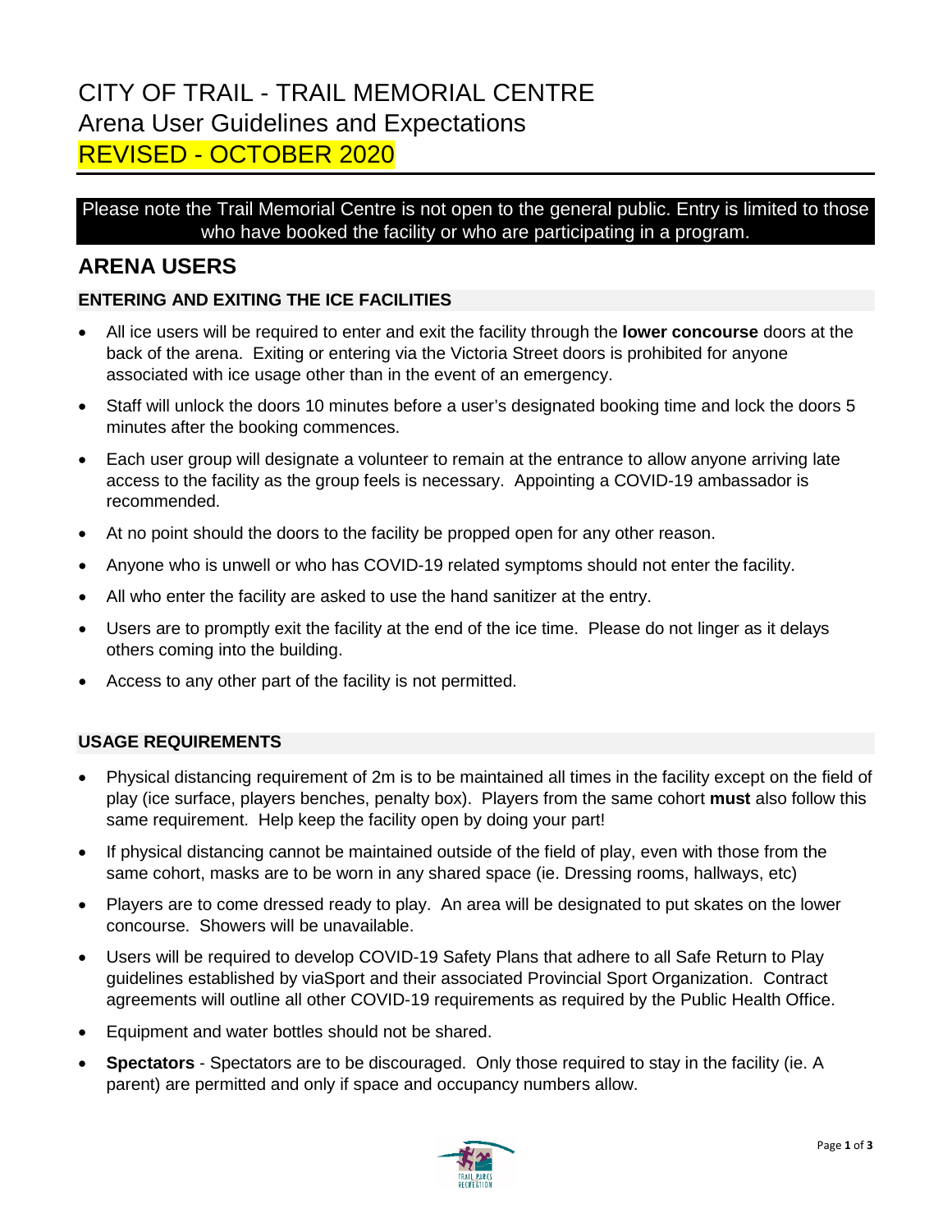# CITY OF TRAIL - TRAIL MEMORIAL CENTRE
# Arena User Guidelines and Expectations
# REVISED - OCTOBER 2020

Please note the Trail Memorial Centre is not open to the general public. Entry is limited to those who have booked the facility or who are participating in a program.

## ARENA USERS

### ENTERING AND EXITING THE ICE FACILITIES

- All ice users will be required to enter and exit the facility through the **lower concourse** doors at the back of the arena. Exiting or entering via the Victoria Street doors is prohibited for anyone associated with ice usage other than in the event of an emergency.
- Staff will unlock the doors 10 minutes before a user's designated booking time and lock the doors 5 minutes after the booking commences.
- Each user group will designate a volunteer to remain at the entrance to allow anyone arriving late access to the facility as the group feels is necessary. Appointing a COVID-19 ambassador is recommended.
- At no point should the doors to the facility be propped open for any other reason.
- Anyone who is unwell or who has COVID-19 related symptoms should not enter the facility.
- All who enter the facility are asked to use the hand sanitizer at the entry.
- Users are to promptly exit the facility at the end of the ice time. Please do not linger as it delays others coming into the building.
- Access to any other part of the facility is not permitted.

### USAGE REQUIREMENTS

- Physical distancing requirement of 2m is to be maintained all times in the facility except on the field of play (ice surface, players benches, penalty box). Players from the same cohort **must** also follow this same requirement. Help keep the facility open by doing your part!
- If physical distancing cannot be maintained outside of the field of play, even with those from the same cohort, masks are to be worn in any shared space (ie. Dressing rooms, hallways, etc)
- Players are to come dressed ready to play. An area will be designated to put skates on the lower concourse. Showers will be unavailable.
- Users will be required to develop COVID-19 Safety Plans that adhere to all Safe Return to Play guidelines established by viaSport and their associated Provincial Sport Organization. Contract agreements will outline all other COVID-19 requirements as required by the Public Health Office.
- Equipment and water bottles should not be shared.
- **Spectators** - Spectators are to be discouraged. Only those required to stay in the facility (ie. A parent) are permitted and only if space and occupancy numbers allow.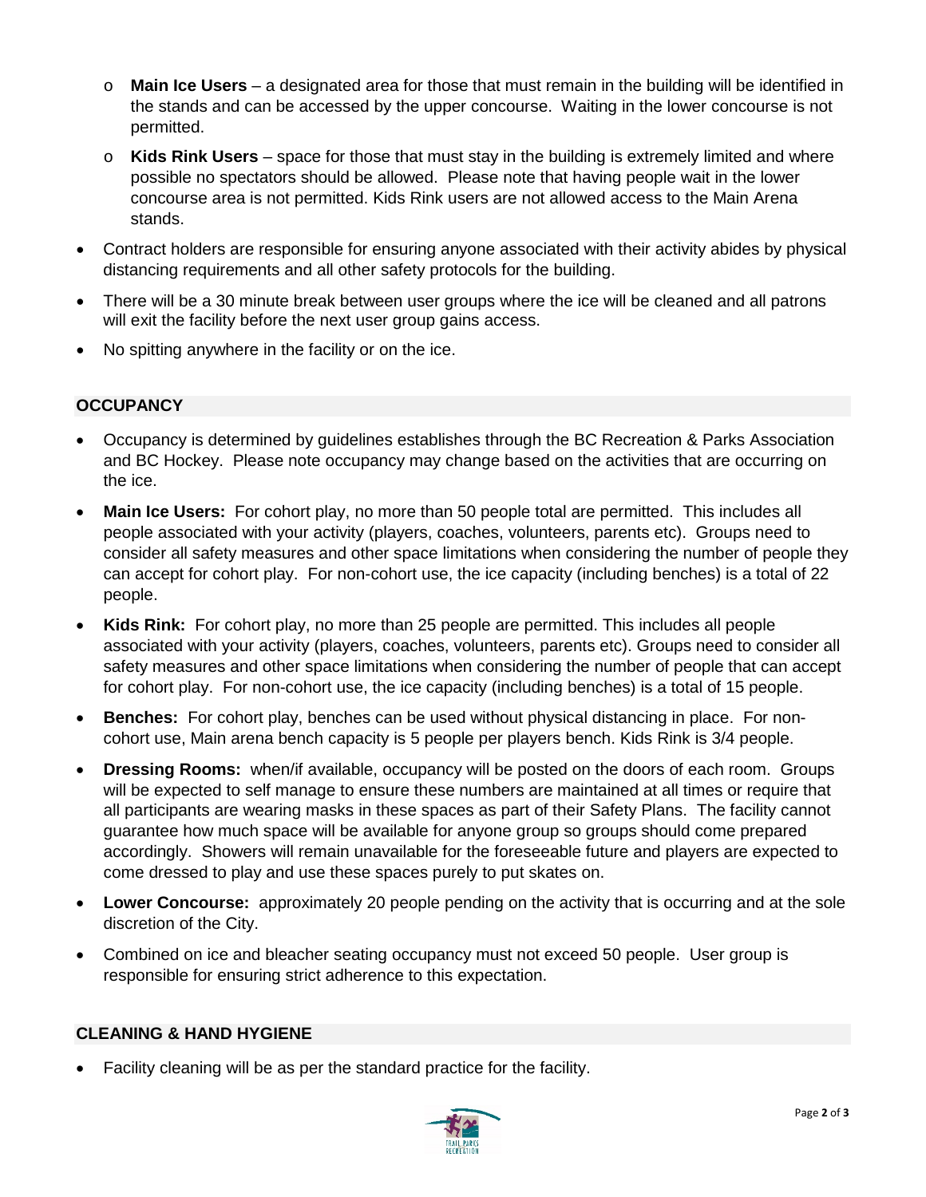- **Main Ice Users** – a designated area for those that must remain in the building will be identified in the stands and can be accessed by the upper concourse. Waiting in the lower concourse is not permitted.
  - **Kids Rink Users** – space for those that must stay in the building is extremely limited and where possible no spectators should be allowed. Please note that having people wait in the lower concourse area is not permitted. Kids Rink users are not allowed access to the Main Arena stands.
- Contract holders are responsible for ensuring anyone associated with their activity abides by physical distancing requirements and all other safety protocols for the building.
- There will be a 30 minute break between user groups where the ice will be cleaned and all patrons will exit the facility before the next user group gains access.
- No spitting anywhere in the facility or on the ice.

## OCCUPANCY

- Occupancy is determined by guidelines establishes through the BC Recreation & Parks Association and BC Hockey. Please note occupancy may change based on the activities that are occurring on the ice.
- **Main Ice Users:** For cohort play, no more than 50 people total are permitted. This includes all people associated with your activity (players, coaches, volunteers, parents etc). Groups need to consider all safety measures and other space limitations when considering the number of people they can accept for cohort play. For non-cohort use, the ice capacity (including benches) is a total of 22 people.
- **Kids Rink:** For cohort play, no more than 25 people are permitted. This includes all people associated with your activity (players, coaches, volunteers, parents etc). Groups need to consider all safety measures and other space limitations when considering the number of people that can accept for cohort play. For non-cohort use, the ice capacity (including benches) is a total of 15 people.
- **Benches:** For cohort play, benches can be used without physical distancing in place. For non-cohort use, Main arena bench capacity is 5 people per players bench. Kids Rink is 3/4 people.
- **Dressing Rooms:** when/if available, occupancy will be posted on the doors of each room. Groups will be expected to self manage to ensure these numbers are maintained at all times or require that all participants are wearing masks in these spaces as part of their Safety Plans. The facility cannot guarantee how much space will be available for anyone group so groups should come prepared accordingly. Showers will remain unavailable for the foreseeable future and players are expected to come dressed to play and use these spaces purely to put skates on.
- **Lower Concourse:** approximately 20 people pending on the activity that is occurring and at the sole discretion of the City.
- Combined on ice and bleacher seating occupancy must not exceed 50 people. User group is responsible for ensuring strict adherence to this expectation.

## CLEANING & HAND HYGIENE

- Facility cleaning will be as per the standard practice for the facility.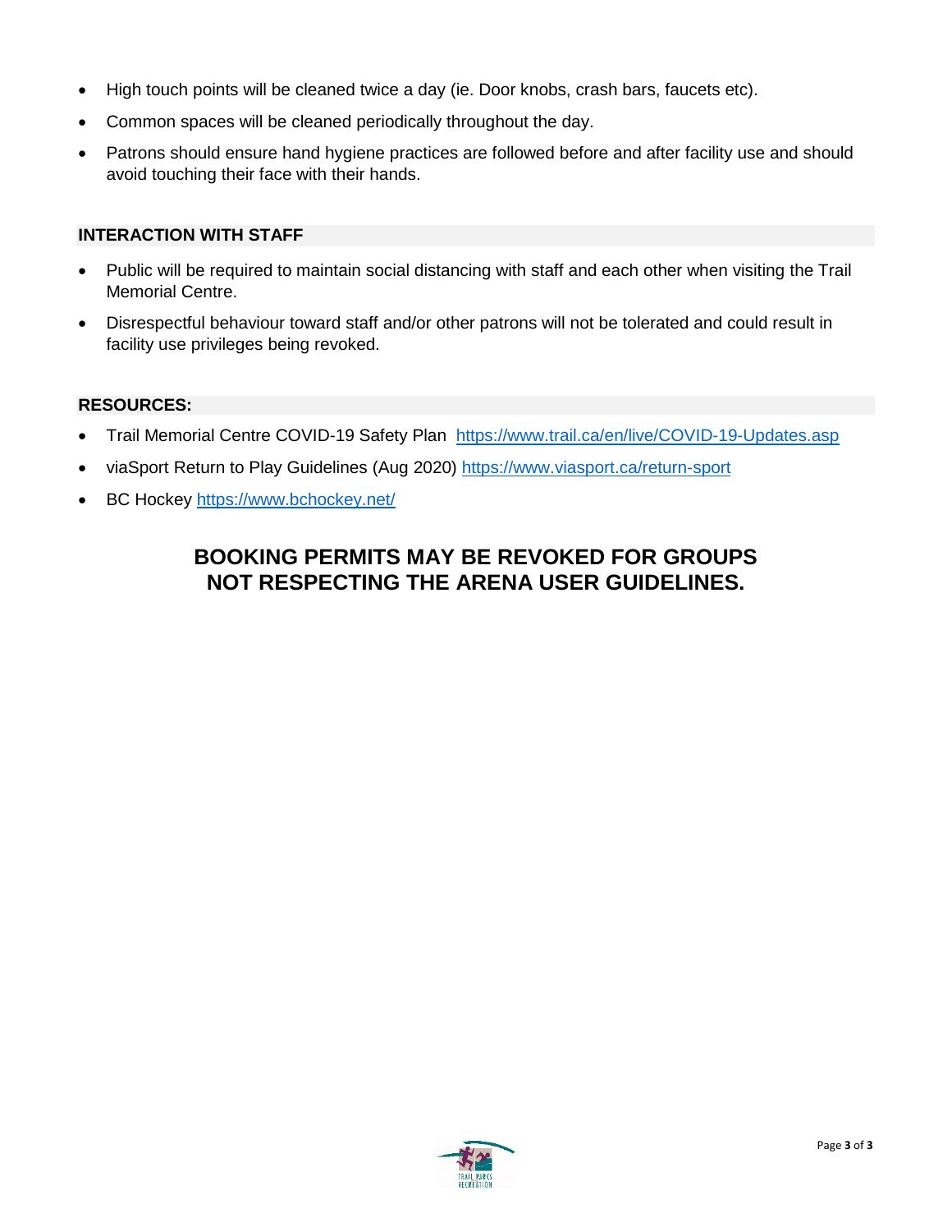- High touch points will be cleaned twice a day (ie. Door knobs, crash bars, faucets etc).
- Common spaces will be cleaned periodically throughout the day.
- Patrons should ensure hand hygiene practices are followed before and after facility use and should avoid touching their face with their hands.

## INTERACTION WITH STAFF

- Public will be required to maintain social distancing with staff and each other when visiting the Trail Memorial Centre.
- Disrespectful behaviour toward staff and/or other patrons will not be tolerated and could result in facility use privileges being revoked.

## RESOURCES:

- Trail Memorial Centre COVID-19 Safety Plan https://www.trail.ca/en/live/COVID-19-Updates.asp
- viaSport Return to Play Guidelines (Aug 2020) https://www.viasport.ca/return-sport
- BC Hockey https://www.bchockey.net/

**BOOKING PERMITS MAY BE REVOKED FOR GROUPS NOT RESPECTING THE ARENA USER GUIDELINES.**